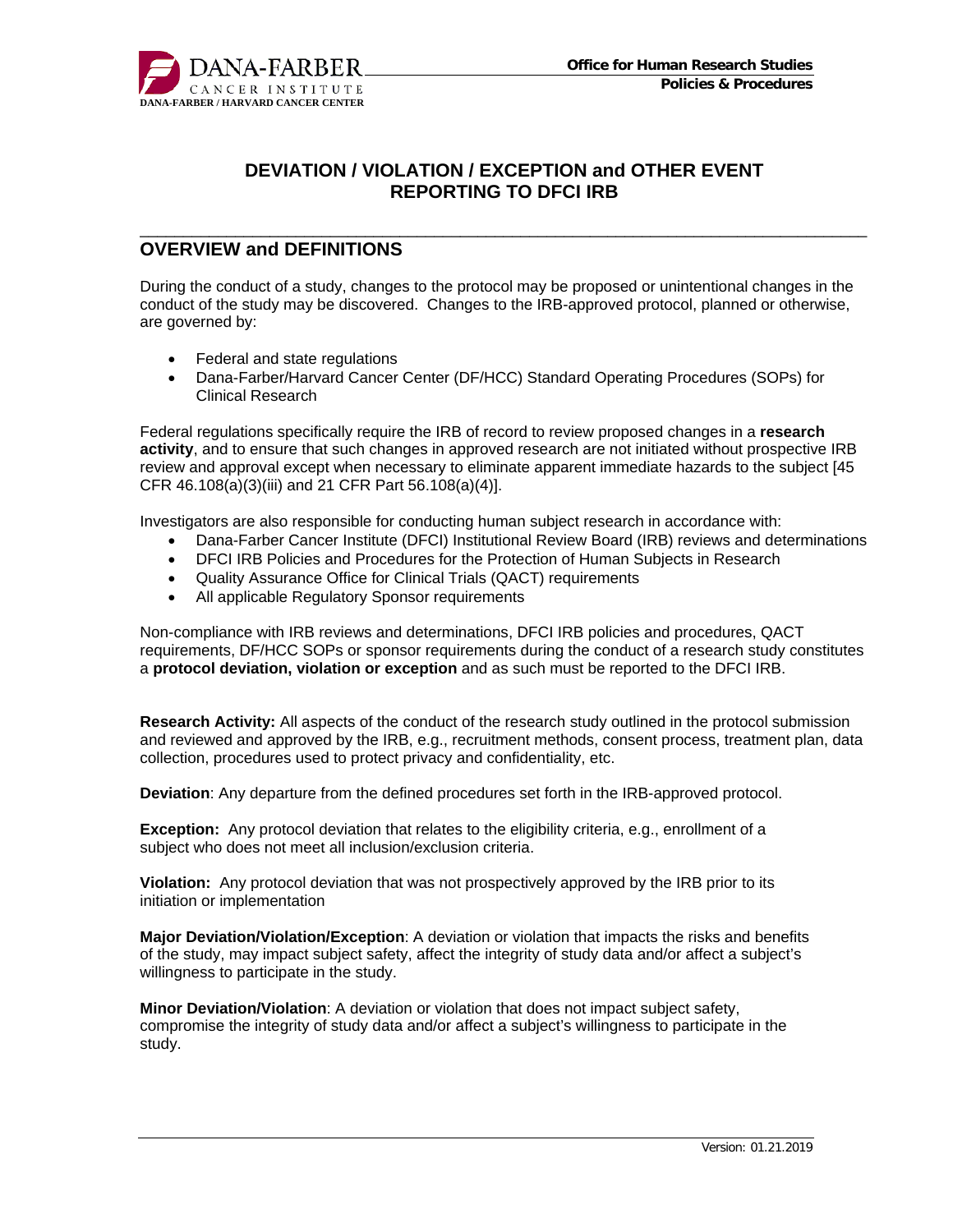# DEVIATION / VIOLATION / EXCEPTION and OTHER EVENT REPORTING TO DFCI IRB

## OVERVIEW and DEFINITIONS

During the conduct of a study, changes to the protocol may be proposed or unintentional changes in the conduct of the study may be discovered. Changes to the IRB-approved protocol, planned or otherwise, are governed by:

- Federal and state regulations
- Dana-Farber/Harvard Cancer Center (DF/HCC) Standard Operating Procedures (SOPs) for Clinical Research

Federal regulations specifically require the IRB of record to review proposed changes in a **research activity**, and to ensure that such changes in approved research are not initiated without prospective IRB review and approval except when necessary to eliminate apparent immediate hazards to the subject [45 CFR 46.108(a)(3)(iii) and 21 CFR Part 56.108(a)(4)].

Investigators are also responsible for conducting human subject research in accordance with:

- Dana-Farber Cancer Institute (DFCI) Institutional Review Board (IRB) reviews and determinations
- DFCI IRB Policies and Procedures for the Protection of Human Subjects in Research
- Quality Assurance Office for Clinical Trials (QACT) requirements
- All applicable Regulatory Sponsor requirements

Non-compliance with IRB reviews and determinations, DFCI IRB policies and procedures, QACT requirements, DF/HCC SOPs or sponsor requirements during the conduct of a research study constitutes a **protocol deviation, violation or exception** and as such must be reported to the DFCI IRB.

**Research Activity:** All aspects of the conduct of the research study outlined in the protocol submission and reviewed and approved by the IRB, e.g., recruitment methods, consent process, treatment plan, data collection, procedures used to protect privacy and confidentiality, etc.

**Deviation**: Any departure from the defined procedures set forth in the IRB-approved protocol.

**Exception:** Any protocol deviation that relates to the eligibility criteria, e.g., enrollment of a subject who does not meet all inclusion/exclusion criteria.

**Violation:** Any protocol deviation that was not prospectively approved by the IRB prior to its initiation or implementation

**Major Deviation/Violation/Exception**: A deviation or violation that impacts the risks and benefits of the study, may impact subject safety, affect the integrity of study data and/or affect a subject's willingness to participate in the study.

**Minor Deviation/Violation**: A deviation or violation that does not impact subject safety, compromise the integrity of study data and/or affect a subject's willingness to participate in the study.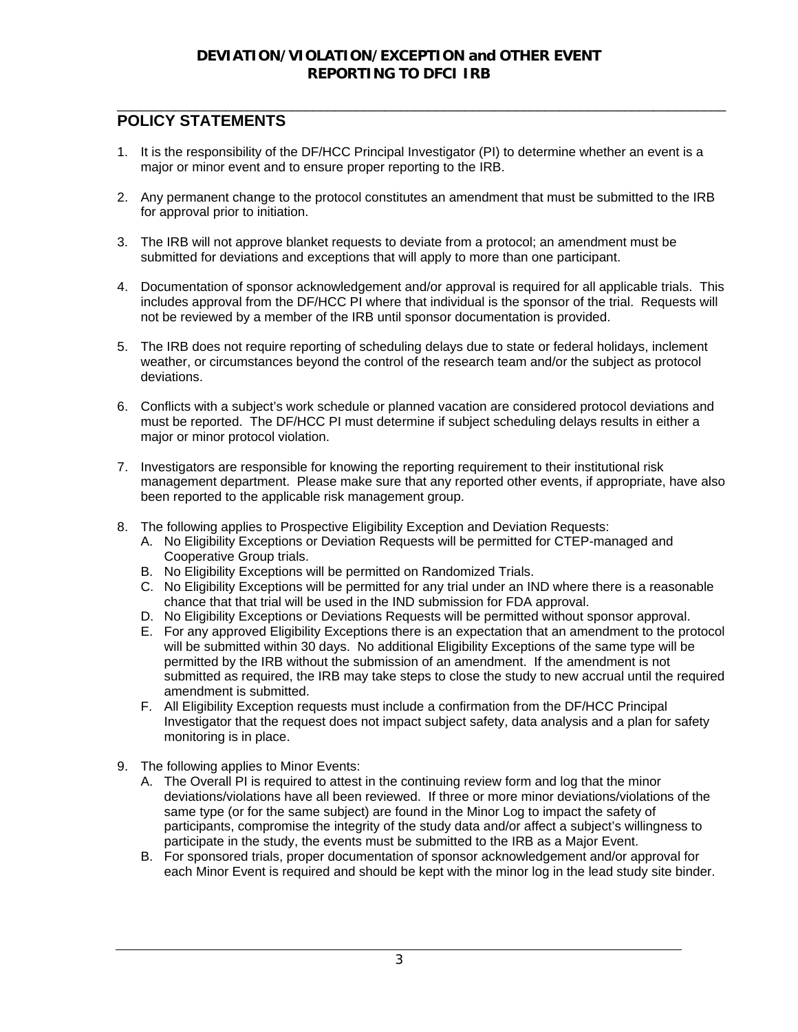# DEVIATION/VIOLATION/EXCEPTION and OTHER EVENT REPORTING TO DFCI IRB

## POLICY STATEMENTS

1. It is the responsibility of the DF/HCC Principal Investigator (PI) to determine whether an event is a major or minor event and to ensure proper reporting to the IRB.

2. Any permanent change to the protocol constitutes an amendment that must be submitted to the IRB for approval prior to initiation.

3. The IRB will not approve blanket requests to deviate from a protocol; an amendment must be submitted for deviations and exceptions that will apply to more than one participant.

4. Documentation of sponsor acknowledgement and/or approval is required for all applicable trials. This includes approval from the DF/HCC PI where that individual is the sponsor of the trial. Requests will not be reviewed by a member of the IRB until sponsor documentation is provided.

5. The IRB does not require reporting of scheduling delays due to state or federal holidays, inclement weather, or circumstances beyond the control of the research team and/or the subject as protocol deviations.

6. Conflicts with a subject's work schedule or planned vacation are considered protocol deviations and must be reported. The DF/HCC PI must determine if subject scheduling delays results in either a major or minor protocol violation.

7. Investigators are responsible for knowing the reporting requirement to their institutional risk management department. Please make sure that any reported other events, if appropriate, have also been reported to the applicable risk management group.

8. The following applies to Prospective Eligibility Exception and Deviation Requests:
   A. No Eligibility Exceptions or Deviation Requests will be permitted for CTEP-managed and Cooperative Group trials.
   B. No Eligibility Exceptions will be permitted on Randomized Trials.
   C. No Eligibility Exceptions will be permitted for any trial under an IND where there is a reasonable chance that that trial will be used in the IND submission for FDA approval.
   D. No Eligibility Exceptions or Deviations Requests will be permitted without sponsor approval.
   E. For any approved Eligibility Exceptions there is an expectation that an amendment to the protocol will be submitted within 30 days. No additional Eligibility Exceptions of the same type will be permitted by the IRB without the submission of an amendment. If the amendment is not submitted as required, the IRB may take steps to close the study to new accrual until the required amendment is submitted.
   F. All Eligibility Exception requests must include a confirmation from the DF/HCC Principal Investigator that the request does not impact subject safety, data analysis and a plan for safety monitoring is in place.

9. The following applies to Minor Events:
   A. The Overall PI is required to attest in the continuing review form and log that the minor deviations/violations have all been reviewed. If three or more minor deviations/violations of the same type (or for the same subject) are found in the Minor Log to impact the safety of participants, compromise the integrity of the study data and/or affect a subject's willingness to participate in the study, the events must be submitted to the IRB as a Major Event.
   B. For sponsored trials, proper documentation of sponsor acknowledgement and/or approval for each Minor Event is required and should be kept with the minor log in the lead study site binder.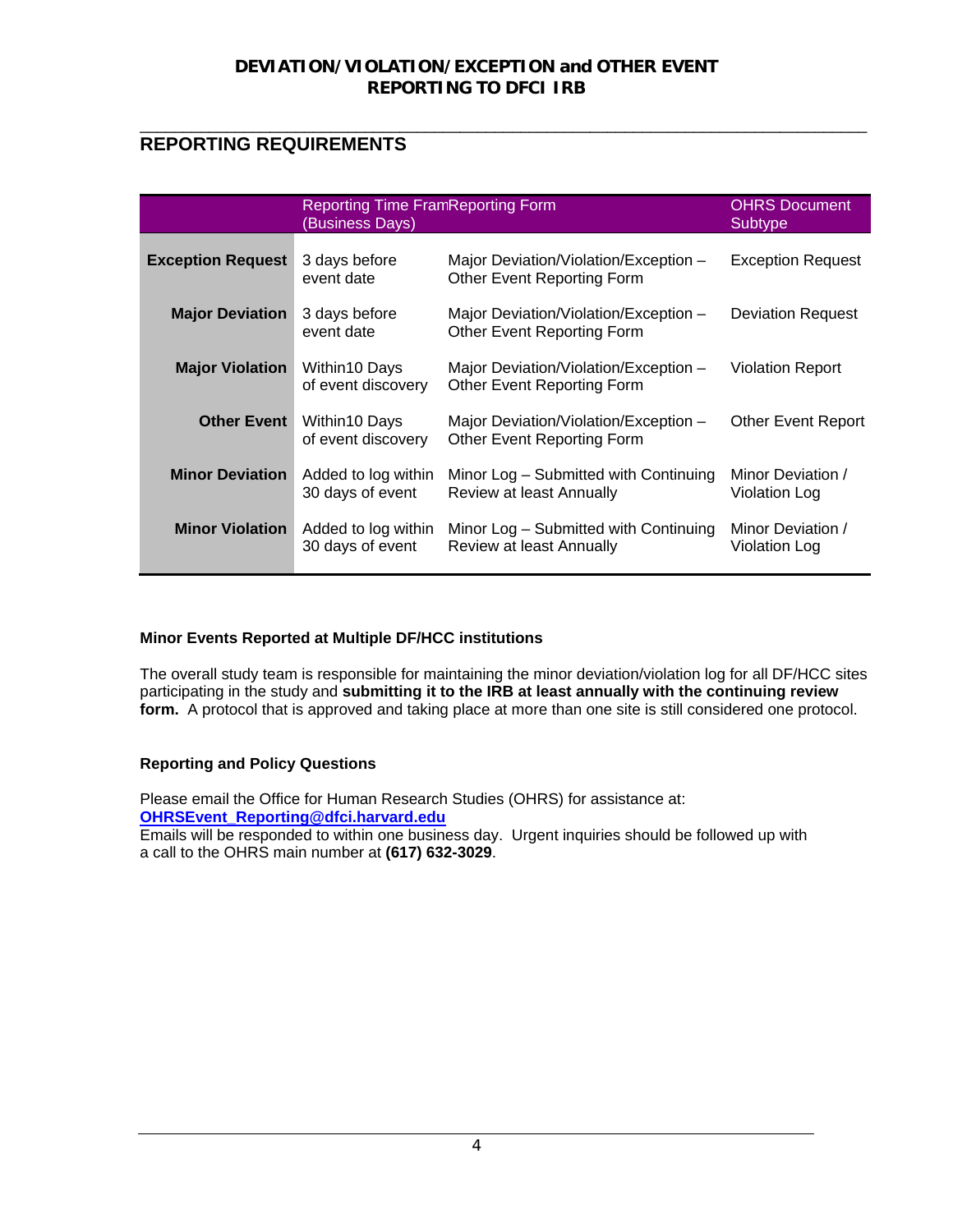# DEVIATION/VIOLATION/EXCEPTION and OTHER EVENT REPORTING TO DFCI IRB

## REPORTING REQUIREMENTS

| | Reporting Time Fram (Business Days) | Reporting Form | OHRS Document Subtype |
|---|---|---|---|
| **Exception Request** | 3 days before event date | Major Deviation/Violation/Exception – Other Event Reporting Form | Exception Request |
| **Major Deviation** | 3 days before event date | Major Deviation/Violation/Exception – Other Event Reporting Form | Deviation Request |
| **Major Violation** | Within10 Days of event discovery | Major Deviation/Violation/Exception – Other Event Reporting Form | Violation Report |
| **Other Event** | Within10 Days of event discovery | Major Deviation/Violation/Exception – Other Event Reporting Form | Other Event Report |
| **Minor Deviation** | Added to log within 30 days of event | Minor Log – Submitted with Continuing Review at least Annually | Minor Deviation / Violation Log |
| **Minor Violation** | Added to log within 30 days of event | Minor Log – Submitted with Continuing Review at least Annually | Minor Deviation / Violation Log |

### Minor Events Reported at Multiple DF/HCC institutions

The overall study team is responsible for maintaining the minor deviation/violation log for all DF/HCC sites participating in the study and **submitting it to the IRB at least annually with the continuing review form.** A protocol that is approved and taking place at more than one site is still considered one protocol.

### Reporting and Policy Questions

Please email the Office for Human Research Studies (OHRS) for assistance at:
**OHRSEvent_Reporting@dfci.harvard.edu**
Emails will be responded to within one business day. Urgent inquiries should be followed up with a call to the OHRS main number at **(617) 632-3029**.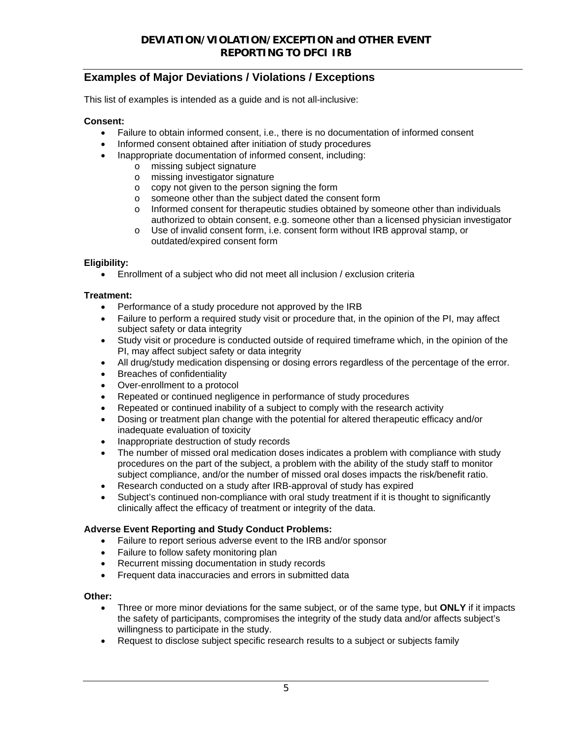## Examples of Major Deviations / Violations / Exceptions

This list of examples is intended as a guide and is not all-inclusive:

**Consent:**

- Failure to obtain informed consent, i.e., there is no documentation of informed consent
- Informed consent obtained after initiation of study procedures
- Inappropriate documentation of informed consent, including:
    - missing subject signature
    - missing investigator signature
    - copy not given to the person signing the form
    - someone other than the subject dated the consent form
    - Informed consent for therapeutic studies obtained by someone other than individuals authorized to obtain consent, e.g. someone other than a licensed physician investigator
    - Use of invalid consent form, i.e. consent form without IRB approval stamp, or outdated/expired consent form

**Eligibility:**

- Enrollment of a subject who did not meet all inclusion / exclusion criteria

**Treatment:**

- Performance of a study procedure not approved by the IRB
- Failure to perform a required study visit or procedure that, in the opinion of the PI, may affect subject safety or data integrity
- Study visit or procedure is conducted outside of required timeframe which, in the opinion of the PI, may affect subject safety or data integrity
- All drug/study medication dispensing or dosing errors regardless of the percentage of the error.
- Breaches of confidentiality
- Over-enrollment to a protocol
- Repeated or continued negligence in performance of study procedures
- Repeated or continued inability of a subject to comply with the research activity
- Dosing or treatment plan change with the potential for altered therapeutic efficacy and/or inadequate evaluation of toxicity
- Inappropriate destruction of study records
- The number of missed oral medication doses indicates a problem with compliance with study procedures on the part of the subject, a problem with the ability of the study staff to monitor subject compliance, and/or the number of missed oral doses impacts the risk/benefit ratio.
- Research conducted on a study after IRB-approval of study has expired
- Subject's continued non-compliance with oral study treatment if it is thought to significantly clinically affect the efficacy of treatment or integrity of the data.

**Adverse Event Reporting and Study Conduct Problems:**

- Failure to report serious adverse event to the IRB and/or sponsor
- Failure to follow safety monitoring plan
- Recurrent missing documentation in study records
- Frequent data inaccuracies and errors in submitted data

**Other:**

- Three or more minor deviations for the same subject, or of the same type, but **ONLY** if it impacts the safety of participants, compromises the integrity of the study data and/or affects subject's willingness to participate in the study.
- Request to disclose subject specific research results to a subject or subjects family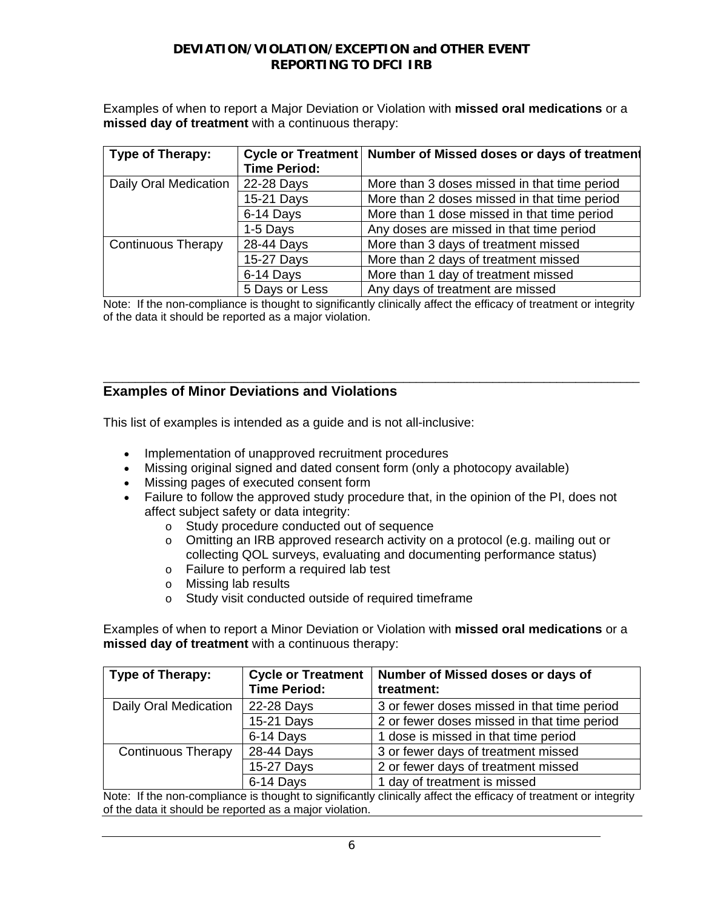Examples of when to report a Major Deviation or Violation with **missed oral medications** or a **missed day of treatment** with a continuous therapy:

| Type of Therapy: | Cycle or Treatment Time Period: | Number of Missed doses or days of treatment |
|---|---|---|
| Daily Oral Medication | 22-28 Days | More than 3 doses missed in that time period |
| | 15-21 Days | More than 2 doses missed in that time period |
| | 6-14 Days | More than 1 dose missed in that time period |
| | 1-5 Days | Any doses are missed in that time period |
| Continuous Therapy | 28-44 Days | More than 3 days of treatment missed |
| | 15-27 Days | More than 2 days of treatment missed |
| | 6-14 Days | More than 1 day of treatment missed |
| | 5 Days or Less | Any days of treatment are missed |

Note: If the non-compliance is thought to significantly clinically affect the efficacy of treatment or integrity of the data it should be reported as a major violation.

---

## Examples of Minor Deviations and Violations

This list of examples is intended as a guide and is not all-inclusive:

- Implementation of unapproved recruitment procedures
- Missing original signed and dated consent form (only a photocopy available)
- Missing pages of executed consent form
- Failure to follow the approved study procedure that, in the opinion of the PI, does not affect subject safety or data integrity:
  - Study procedure conducted out of sequence
  - Omitting an IRB approved research activity on a protocol (e.g. mailing out or collecting QOL surveys, evaluating and documenting performance status)
  - Failure to perform a required lab test
  - Missing lab results
  - Study visit conducted outside of required timeframe

Examples of when to report a Minor Deviation or Violation with **missed oral medications** or a **missed day of treatment** with a continuous therapy:

| Type of Therapy: | Cycle or Treatment Time Period: | Number of Missed doses or days of treatment: |
|---|---|---|
| Daily Oral Medication | 22-28 Days | 3 or fewer doses missed in that time period |
| | 15-21 Days | 2 or fewer doses missed in that time period |
| | 6-14 Days | 1 dose is missed in that time period |
| Continuous Therapy | 28-44 Days | 3 or fewer days of treatment missed |
| | 15-27 Days | 2 or fewer days of treatment missed |
| | 6-14 Days | 1 day of treatment is missed |

Note: If the non-compliance is thought to significantly clinically affect the efficacy of treatment or integrity of the data it should be reported as a major violation.